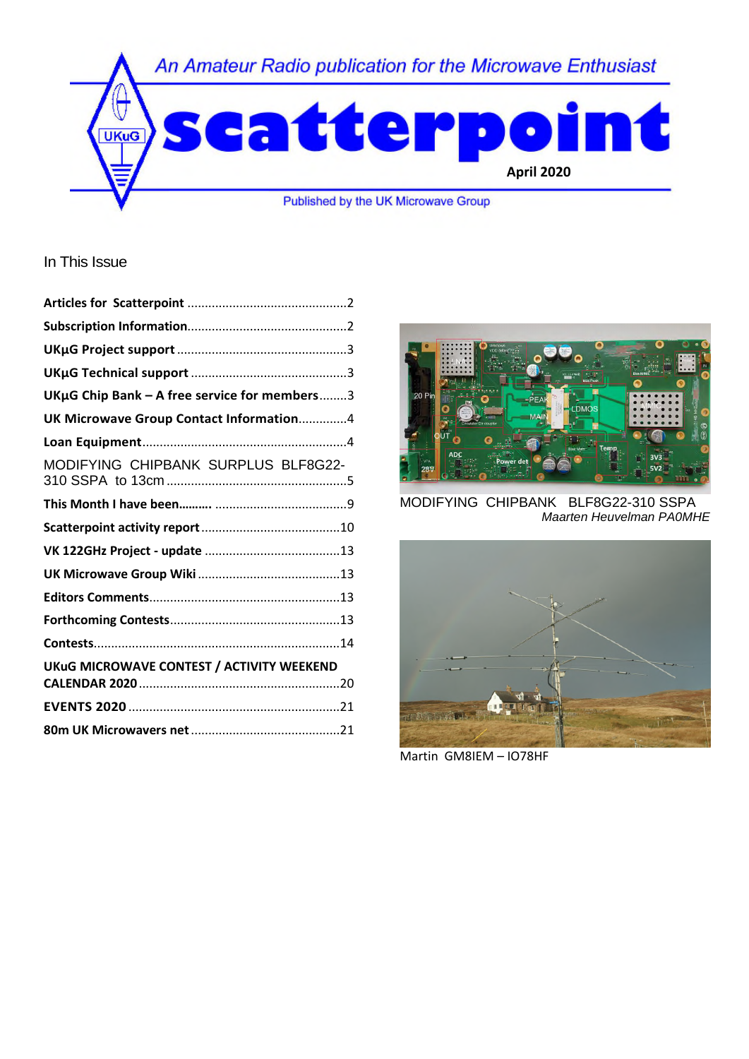An Amateur Radio publication for the Microwave Enthusiast

# scatterpoint

April 2020

Published by the UK Microwave Group

## In This Issue

**Articles for Scatterpoint** ............................................2

**Subscription Information**............................................2

**UKµG Project support** ................................................3

**UKµG Technical support** ............................................3

**UKµG Chip Bank – A free service for members**........3

**UK Microwave Group Contact Information**..............4

**Loan Equipment**..........................................................4

MODIFYING CHIPBANK SURPLUS BLF8G22-310 SSPA to 13cm ....................................................5

**This Month I have been.........** .....................................9

**Scatterpoint activity report**........................................10

**VK 122GHz Project - update** .......................................13

**UK Microwave Group Wiki** .........................................13

**Editors Comments**......................................................13

**Forthcoming Contests**.................................................13

**Contests**.......................................................................14

**UKuG MICROWAVE CONTEST / ACTIVITY WEEKEND CALENDAR 2020**..........................................................20

**EVENTS 2020** ...............................................................21

**80m UK Microwavers net**...........................................21

MODIFYING CHIPBANK BLF8G22-310 SSPA
*Maarten Heuvelman PA0MHE*

Martin GM8IEM – IO78HF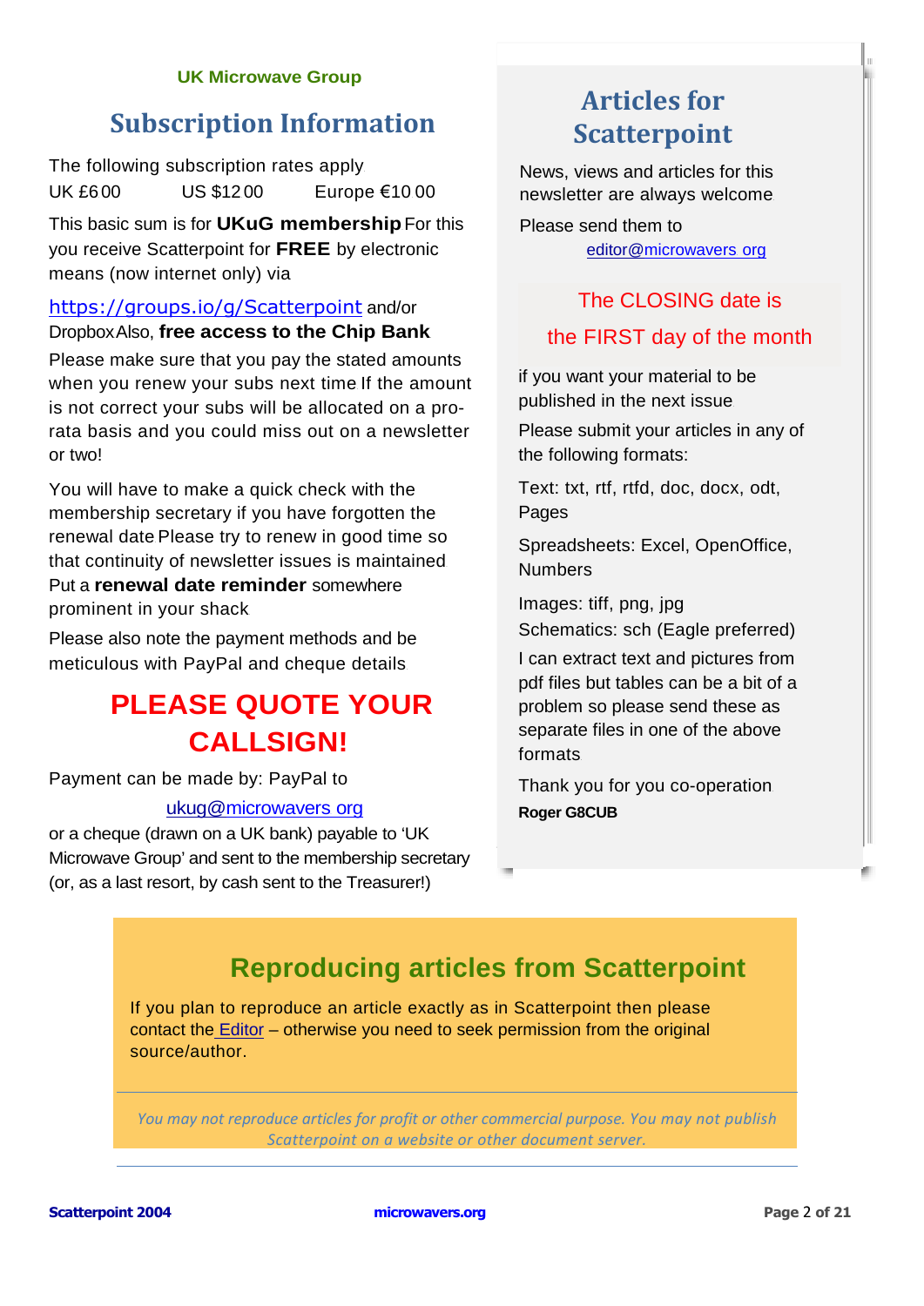UK Microwave Group

## Subscription Information

The following subscription rates apply

UK £6.00    US $12.00    Europe €10.00

This basic sum is for **UKuG membership** For this you receive Scatterpoint for **FREE** by electronic means (now internet only) via

https://groups.io/g/Scatterpoint and/or Dropbox Also, **free access to the Chip Bank**

Please make sure that you pay the stated amounts when you renew your subs next time If the amount is not correct your subs will be allocated on a pro-rata basis and you could miss out on a newsletter or two!

You will have to make a quick check with the membership secretary if you have forgotten the renewal date Please try to renew in good time so that continuity of newsletter issues is maintained Put a **renewal date reminder** somewhere prominent in your shack

Please also note the payment methods and be meticulous with PayPal and cheque details

**PLEASE QUOTE YOUR CALLSIGN!**

Payment can be made by: PayPal to

ukug@microwavers.org

or a cheque (drawn on a UK bank) payable to 'UK Microwave Group' and sent to the membership secretary (or, as a last resort, by cash sent to the Treasurer!)

## Articles for Scatterpoint

News, views and articles for this newsletter are always welcome

Please send them to

editor@microwavers.org

The CLOSING date is

the FIRST day of the month

if you want your material to be published in the next issue

Please submit your articles in any of the following formats:

Text: txt, rtf, rtfd, doc, docx, odt, Pages

Spreadsheets: Excel, OpenOffice, Numbers

Images: tiff, png, jpg

Schematics: sch (Eagle preferred)

I can extract text and pictures from pdf files but tables can be a bit of a problem so please send these as separate files in one of the above formats

Thank you for you co-operation

**Roger G8CUB**

## Reproducing articles from Scatterpoint

If you plan to reproduce an article exactly as in Scatterpoint then please contact the Editor – otherwise you need to seek permission from the original source/author.

*You may not reproduce articles for profit or other commercial purpose. You may not publish Scatterpoint on a website or other document server.*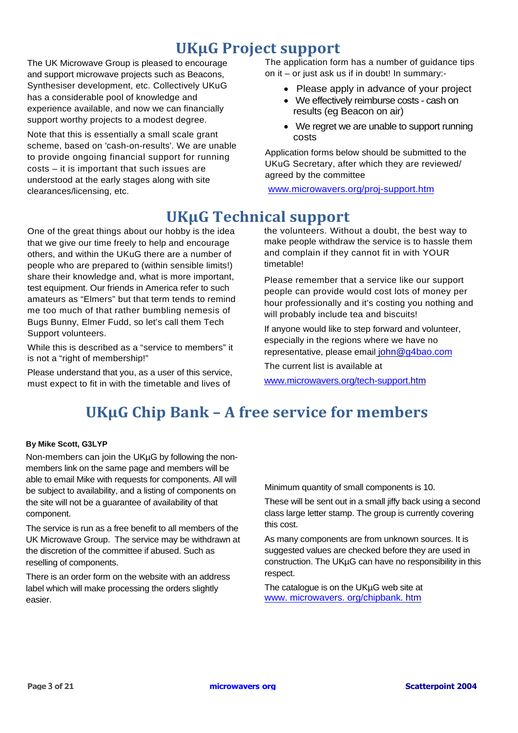# UKμG Project support

The UK Microwave Group is pleased to encourage and support microwave projects such as Beacons, Synthesiser development, etc. Collectively UKuG has a considerable pool of knowledge and experience available, and now we can financially support worthy projects to a modest degree.

Note that this is essentially a small scale grant scheme, based on 'cash-on-results'. We are unable to provide ongoing financial support for running costs – it is important that such issues are understood at the early stages along with site clearances/licensing, etc.

The application form has a number of guidance tips on it – or just ask us if in doubt! In summary:-

- Please apply in advance of your project
- We effectively reimburse costs - cash on results (eg Beacon on air)
- We regret we are unable to support running costs

Application forms below should be submitted to the UKuG Secretary, after which they are reviewed/ agreed by the committee

www.microwavers.org/proj-support.htm

# UKμG Technical support

One of the great things about our hobby is the idea that we give our time freely to help and encourage others, and within the UKuG there are a number of people who are prepared to (within sensible limits!) share their knowledge and, what is more important, test equipment. Our friends in America refer to such amateurs as "Elmers" but that term tends to remind me too much of that rather bumbling nemesis of Bugs Bunny, Elmer Fudd, so let's call them Tech Support volunteers.

While this is described as a "service to members" it is not a "right of membership!"

Please understand that you, as a user of this service, must expect to fit in with the timetable and lives of the volunteers. Without a doubt, the best way to make people withdraw the service is to hassle them and complain if they cannot fit in with YOUR timetable!

Please remember that a service like our support people can provide would cost lots of money per hour professionally and it's costing you nothing and will probably include tea and biscuits!

If anyone would like to step forward and volunteer, especially in the regions where we have no representative, please email john@g4bao.com

The current list is available at

www.microwavers.org/tech-support.htm

# UKμG Chip Bank – A free service for members

**By Mike Scott, G3LYP**

Non-members can join the UKμG by following the non-members link on the same page and members will be able to email Mike with requests for components. All will be subject to availability, and a listing of components on the site will not be a guarantee of availability of that component.

The service is run as a free benefit to all members of the UK Microwave Group. The service may be withdrawn at the discretion of the committee if abused. Such as reselling of components.

There is an order form on the website with an address label which will make processing the orders slightly easier.

Minimum quantity of small components is 10.

These will be sent out in a small jiffy back using a second class large letter stamp. The group is currently covering this cost.

As many components are from unknown sources. It is suggested values are checked before they are used in construction. The UKμG can have no responsibility in this respect.

The catalogue is on the UKμG web site at
www. microwavers. org/chipbank. htm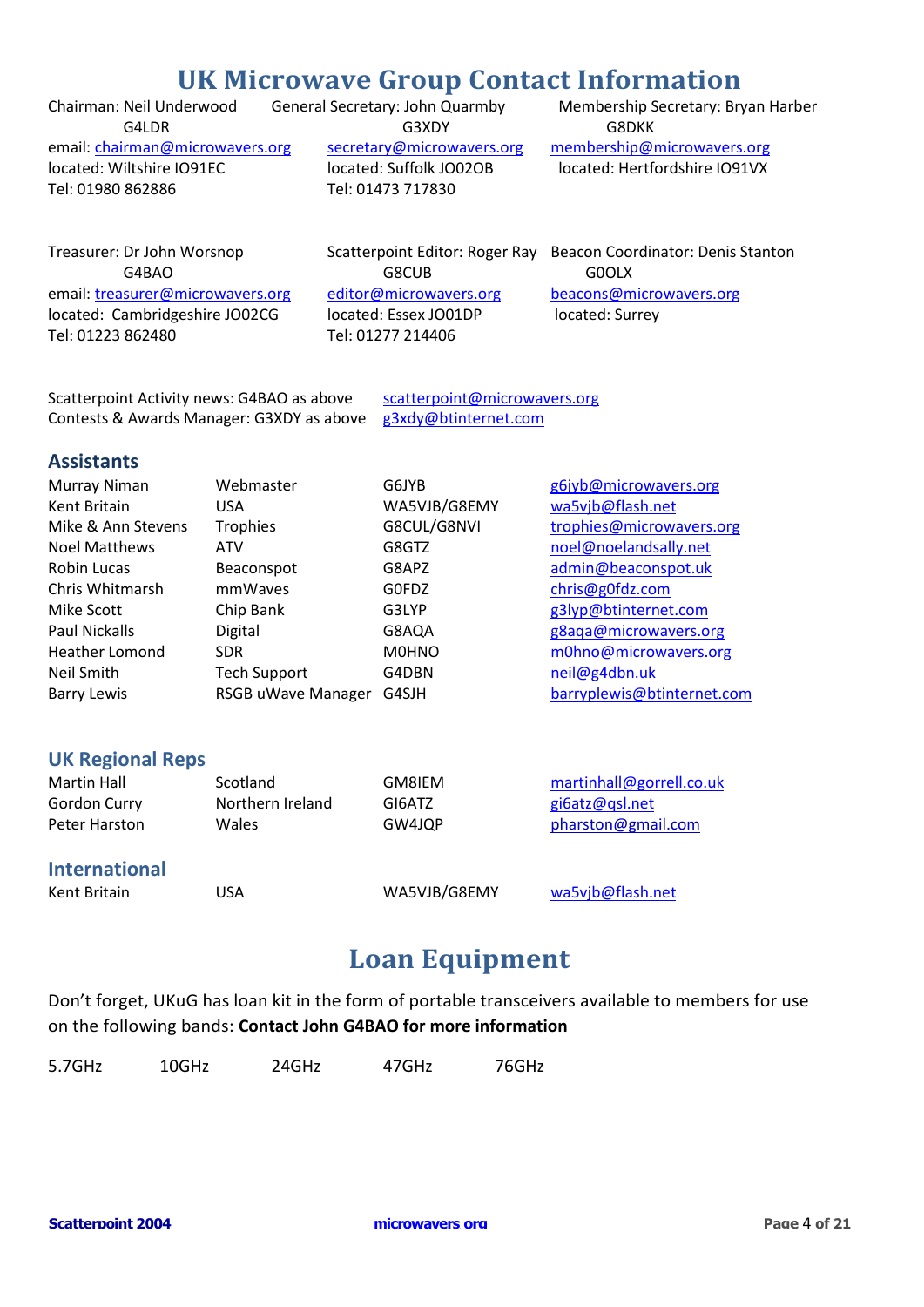# UK Microwave Group Contact Information

Chairman: Neil Underwood G4LDR
email: chairman@microwavers.org
located: Wiltshire IO91EC
Tel: 01980 862886

General Secretary: John Quarmby G3XDY
secretary@microwavers.org
located: Suffolk JO02OB
Tel: 01473 717830

Membership Secretary: Bryan Harber G8DKK
membership@microwavers.org
located: Hertfordshire IO91VX

Treasurer: Dr John Worsnop G4BAO
email: treasurer@microwavers.org
located: Cambridgeshire JO02CG
Tel: 01223 862480

Scatterpoint Editor: Roger Ray G8CUB
editor@microwavers.org
located: Essex JO01DP
Tel: 01277 214406

Beacon Coordinator: Denis Stanton G0OLX
beacons@microwavers.org
located: Surrey

Scatterpoint Activity news: G4BAO as above scatterpoint@microwavers.org
Contests & Awards Manager: G3XDY as above g3xdy@btinternet.com

## Assistants

| | | | |
|---|---|---|---|
| Murray Niman | Webmaster | G6JYB | g6jyb@microwavers.org |
| Kent Britain | USA | WA5VJB/G8EMY | wa5vjb@flash.net |
| Mike & Ann Stevens | Trophies | G8CUL/G8NVI | trophies@microwavers.org |
| Noel Matthews | ATV | G8GTZ | noel@noelandsally.net |
| Robin Lucas | Beaconspot | G8APZ | admin@beaconspot.uk |
| Chris Whitmarsh | mmWaves | G0FDZ | chris@g0fdz.com |
| Mike Scott | Chip Bank | G3LYP | g3lyp@btinternet.com |
| Paul Nickalls | Digital | G8AQA | g8aqa@microwavers.org |
| Heather Lomond | SDR | M0HNO | m0hno@microwavers.org |
| Neil Smith | Tech Support | G4DBN | neil@g4dbn.uk |
| Barry Lewis | RSGB uWave Manager | G4SJH | barryplewis@btinternet.com |

## UK Regional Reps

| | | | |
|---|---|---|---|
| Martin Hall | Scotland | GM8IEM | martinhall@gorrell.co.uk |
| Gordon Curry | Northern Ireland | GI6ATZ | gi6atz@qsl.net |
| Peter Harston | Wales | GW4JQP | pharston@gmail.com |

## International

| | | | |
|---|---|---|---|
| Kent Britain | USA | WA5VJB/G8EMY | wa5vjb@flash.net |

# Loan Equipment

Don't forget, UKuG has loan kit in the form of portable transceivers available to members for use on the following bands: **Contact John G4BAO for more information**

5.7GHz 10GHz 24GHz 47GHz 76GHz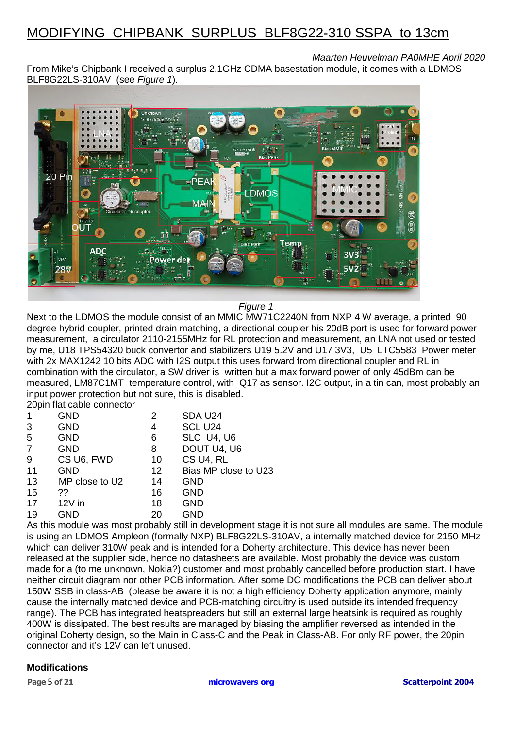# MODIFYING CHIPBANK SURPLUS BLF8G22-310 SSPA to 13cm

*Maarten Heuvelman PA0MHE April 2020*

From Mike's Chipbank I received a surplus 2.1GHz CDMA basestation module, it comes with a LDMOS BLF8G22LS-310AV (see *Figure 1*).

*Figure 1*

Next to the LDMOS the module consist of an MMIC MW71C2240N from NXP 4 W average, a printed 90 degree hybrid coupler, printed drain matching, a directional coupler his 20dB port is used for forward power measurement, a circulator 2110-2155MHz for RL protection and measurement, an LNA not used or tested by me, U18 TPS54320 buck convertor and stabilizers U19 5.2V and U17 3V3, U5 LTC5583 Power meter with 2x MAX1242 10 bits ADC with I2S output this uses forward from directional coupler and RL in combination with the circulator, a SW driver is written but a max forward power of only 45dBm can be measured, LM87C1MT temperature control, with Q17 as sensor. I2C output, in a tin can, most probably an input power protection but not sure, this is disabled.

20pin flat cable connector

| | | | |
|---|---|---|---|
| 1 | GND | 2 | SDA U24 |
| 3 | GND | 4 | SCL U24 |
| 5 | GND | 6 | SLC U4, U6 |
| 7 | GND | 8 | DOUT U4, U6 |
| 9 | CS U6, FWD | 10 | CS U4, RL |
| 11 | GND | 12 | Bias MP close to U23 |
| 13 | MP close to U2 | 14 | GND |
| 15 | ?? | 16 | GND |
| 17 | 12V in | 18 | GND |
| 19 | GND | 20 | GND |

As this module was most probably still in development stage it is not sure all modules are same. The module is using an LDMOS Ampleon (formally NXP) BLF8G22LS-310AV, a internally matched device for 2150 MHz which can deliver 310W peak and is intended for a Doherty architecture. This device has never been released at the supplier side, hence no datasheets are available. Most probably the device was custom made for a (to me unknown, Nokia?) customer and most probably cancelled before production start. I have neither circuit diagram nor other PCB information. After some DC modifications the PCB can deliver about 150W SSB in class-AB (please be aware it is not a high efficiency Doherty application anymore, mainly cause the internally matched device and PCB-matching circuitry is used outside its intended frequency range). The PCB has integrated heatspreaders but still an external large heatsink is required as roughly 400W is dissipated. The best results are managed by biasing the amplifier reversed as intended in the original Doherty design, so the Main in Class-C and the Peak in Class-AB. For only RF power, the 20pin connector and it's 12V can left unused.

**Modifications**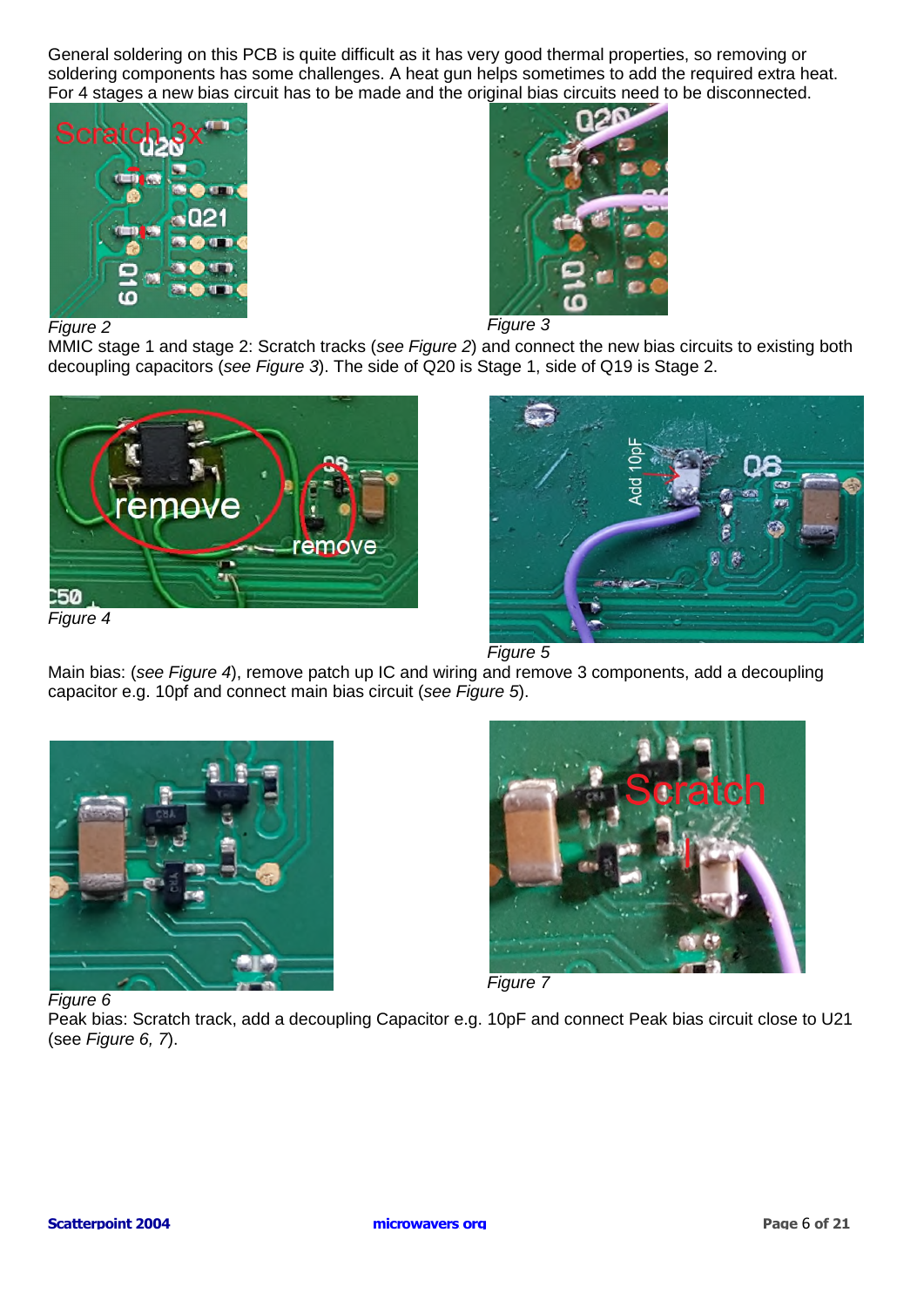General soldering on this PCB is quite difficult as it has very good thermal properties, so removing or soldering components has some challenges. A heat gun helps sometimes to add the required extra heat. For 4 stages a new bias circuit has to be made and the original bias circuits need to be disconnected.

*Figure 2*

*Figure 3*

MMIC stage 1 and stage 2: Scratch tracks (*see Figure 2*) and connect the new bias circuits to existing both decoupling capacitors (*see Figure 3*). The side of Q20 is Stage 1, side of Q19 is Stage 2.

*Figure 4*

*Figure 5*

Main bias: (*see Figure 4*), remove patch up IC and wiring and remove 3 components, add a decoupling capacitor e.g. 10pf and connect main bias circuit (*see Figure 5*).

*Figure 6*

*Figure 7*

Peak bias: Scratch track, add a decoupling Capacitor e.g. 10pF and connect Peak bias circuit close to U21 (see *Figure 6, 7*).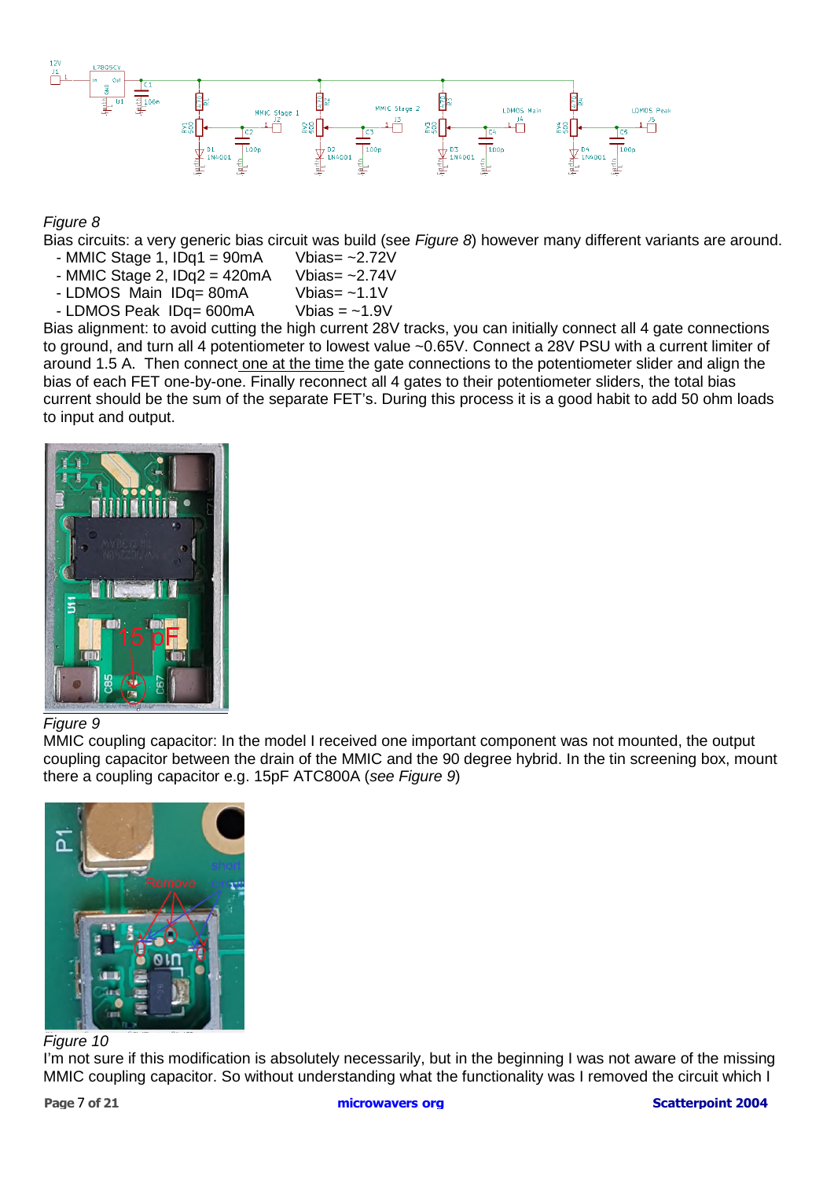*Figure 8*

Bias circuits: a very generic bias circuit was build (see *Figure 8*) however many different variants are around.

- MMIC Stage 1, IDq1 = 90mA  Vbias= ~2.72V
- MMIC Stage 2, IDq2 = 420mA  Vbias= ~2.74V
- LDMOS Main IDq= 80mA  Vbias= ~1.1V
- LDMOS Peak IDq= 600mA  Vbias = ~1.9V

Bias alignment: to avoid cutting the high current 28V tracks, you can initially connect all 4 gate connections to ground, and turn all 4 potentiometer to lowest value ~0.65V. Connect a 28V PSU with a current limiter of around 1.5 A. Then connect one at the time the gate connections to the potentiometer slider and align the bias of each FET one-by-one. Finally reconnect all 4 gates to their potentiometer sliders, the total bias current should be the sum of the separate FET's. During this process it is a good habit to add 50 ohm loads to input and output.

*Figure 9*

MMIC coupling capacitor: In the model I received one important component was not mounted, the output coupling capacitor between the drain of the MMIC and the 90 degree hybrid. In the tin screening box, mount there a coupling capacitor e.g. 15pF ATC800A (*see Figure 9*)

*Figure 10*

I'm not sure if this modification is absolutely necessarily, but in the beginning I was not aware of the missing MMIC coupling capacitor. So without understanding what the functionality was I removed the circuit which I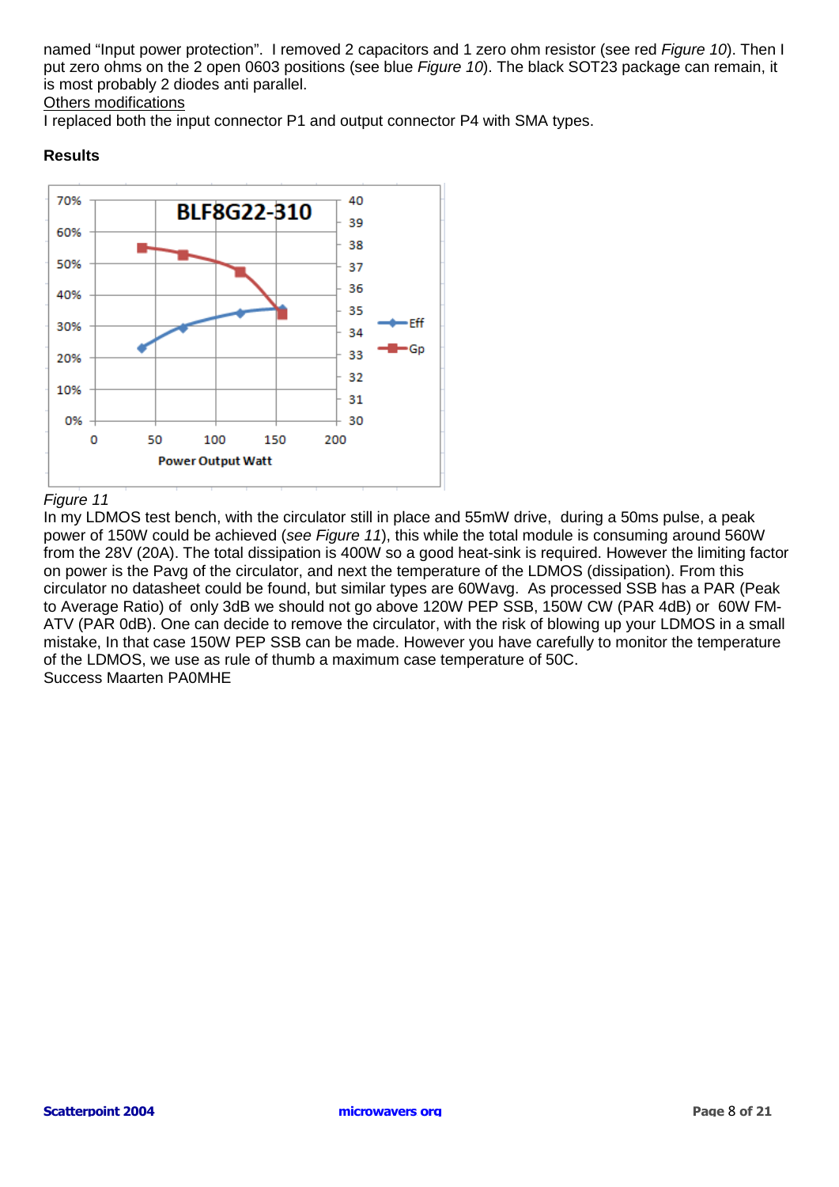named “Input power protection”. I removed 2 capacitors and 1 zero ohm resistor (see red *Figure 10*). Then I put zero ohms on the 2 open 0603 positions (see blue *Figure 10*). The black SOT23 package can remain, it is most probably 2 diodes anti parallel.

<u>Others modifications</u>

I replaced both the input connector P1 and output connector P4 with SMA types.

**Results**

*Figure 11*

In my LDMOS test bench, with the circulator still in place and 55mW drive, during a 50ms pulse, a peak power of 150W could be achieved (*see Figure 11*), this while the total module is consuming around 560W from the 28V (20A). The total dissipation is 400W so a good heat-sink is required. However the limiting factor on power is the Pavg of the circulator, and next the temperature of the LDMOS (dissipation). From this circulator no datasheet could be found, but similar types are 60Wavg. As processed SSB has a PAR (Peak to Average Ratio) of only 3dB we should not go above 120W PEP SSB, 150W CW (PAR 4dB) or 60W FM-ATV (PAR 0dB). One can decide to remove the circulator, with the risk of blowing up your LDMOS in a small mistake, In that case 150W PEP SSB can be made. However you have carefully to monitor the temperature of the LDMOS, we use as rule of thumb a maximum case temperature of 50C.

Success Maarten PA0MHE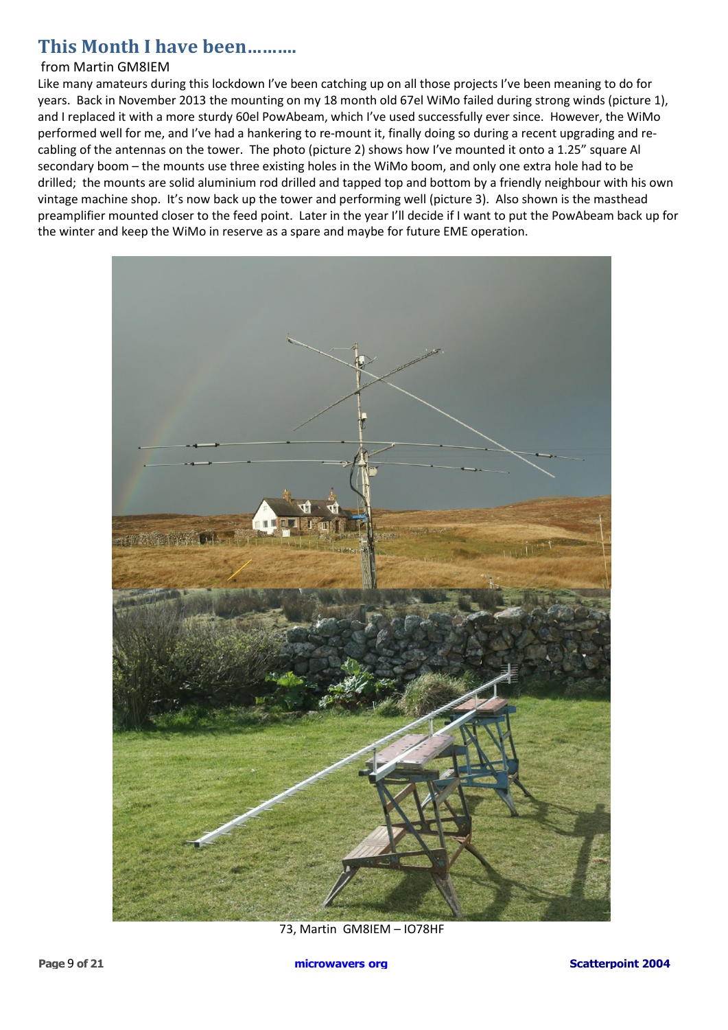## This Month I have been……….

from Martin GM8IEM

Like many amateurs during this lockdown I've been catching up on all those projects I've been meaning to do for years. Back in November 2013 the mounting on my 18 month old 67el WiMo failed during strong winds (picture 1), and I replaced it with a more sturdy 60el PowAbeam, which I've used successfully ever since. However, the WiMo performed well for me, and I've had a hankering to re-mount it, finally doing so during a recent upgrading and re-cabling of the antennas on the tower. The photo (picture 2) shows how I've mounted it onto a 1.25" square Al secondary boom – the mounts use three existing holes in the WiMo boom, and only one extra hole had to be drilled; the mounts are solid aluminium rod drilled and tapped top and bottom by a friendly neighbour with his own vintage machine shop. It's now back up the tower and performing well (picture 3). Also shown is the masthead preamplifier mounted closer to the feed point. Later in the year I'll decide if I want to put the PowAbeam back up for the winter and keep the WiMo in reserve as a spare and maybe for future EME operation.

73, Martin GM8IEM – IO78HF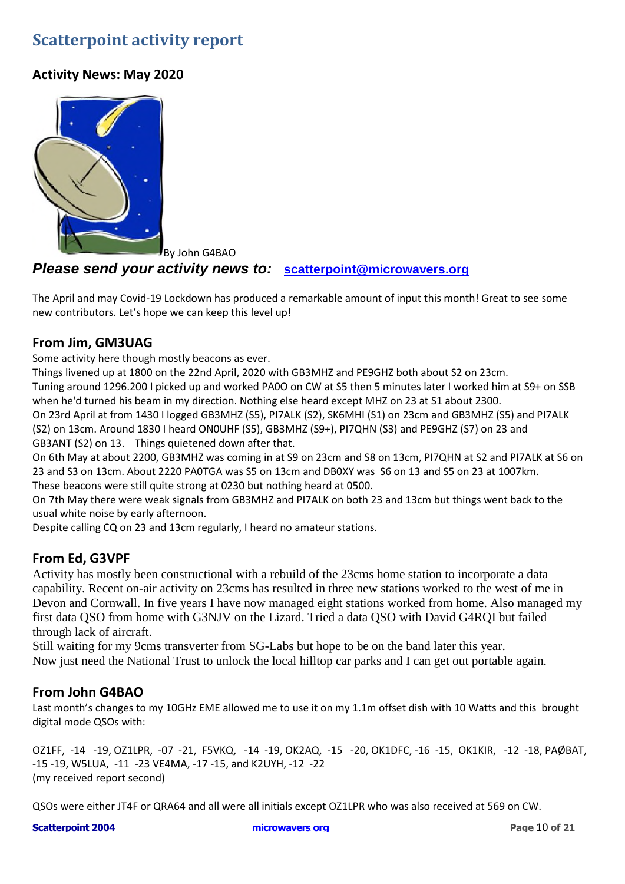# Scatterpoint activity report

## Activity News: May 2020

By John G4BAO

***Please send your activity news to:*** **scatterpoint@microwavers.org**

The April and may Covid-19 Lockdown has produced a remarkable amount of input this month! Great to see some new contributors. Let's hope we can keep this level up!

### From Jim, GM3UAG

Some activity here though mostly beacons as ever.

Things livened up at 1800 on the 22nd April, 2020 with GB3MHZ and PE9GHZ both about S2 on 23cm.

Tuning around 1296.200 I picked up and worked PA0O on CW at S5 then 5 minutes later I worked him at S9+ on SSB when he'd turned his beam in my direction. Nothing else heard except MHZ on 23 at S1 about 2300.

On 23rd April at from 1430 I logged GB3MHZ (S5), PI7ALK (S2), SK6MHI (S1) on 23cm and GB3MHZ (S5) and PI7ALK (S2) on 13cm. Around 1830 I heard ON0UHF (S5), GB3MHZ (S9+), PI7QHN (S3) and PE9GHZ (S7) on 23 and GB3ANT (S2) on 13. Things quietened down after that.

On 6th May at about 2200, GB3MHZ was coming in at S9 on 23cm and S8 on 13cm, PI7QHN at S2 and PI7ALK at S6 on 23 and S3 on 13cm. About 2220 PA0TGA was S5 on 13cm and DB0XY was S6 on 13 and S5 on 23 at 1007km. These beacons were still quite strong at 0230 but nothing heard at 0500.

On 7th May there were weak signals from GB3MHZ and PI7ALK on both 23 and 13cm but things went back to the usual white noise by early afternoon.

Despite calling CQ on 23 and 13cm regularly, I heard no amateur stations.

### From Ed, G3VPF

Activity has mostly been constructional with a rebuild of the 23cms home station to incorporate a data capability. Recent on-air activity on 23cms has resulted in three new stations worked to the west of me in Devon and Cornwall. In five years I have now managed eight stations worked from home. Also managed my first data QSO from home with G3NJV on the Lizard. Tried a data QSO with David G4RQI but failed through lack of aircraft.

Still waiting for my 9cms transverter from SG-Labs but hope to be on the band later this year.

Now just need the National Trust to unlock the local hilltop car parks and I can get out portable again.

### From John G4BAO

Last month's changes to my 10GHz EME allowed me to use it on my 1.1m offset dish with 10 Watts and this brought digital mode QSOs with:

OZ1FF, -14 -19, OZ1LPR, -07 -21, F5VKQ, -14 -19, OK2AQ, -15 -20, OK1DFC, -16 -15, OK1KIR, -12 -18, PAØBAT, -15 -19, W5LUA, -11 -23 VE4MA, -17 -15, and K2UYH, -12 -22
(my received report second)

QSOs were either JT4F or QRA64 and all were all initials except OZ1LPR who was also received at 569 on CW.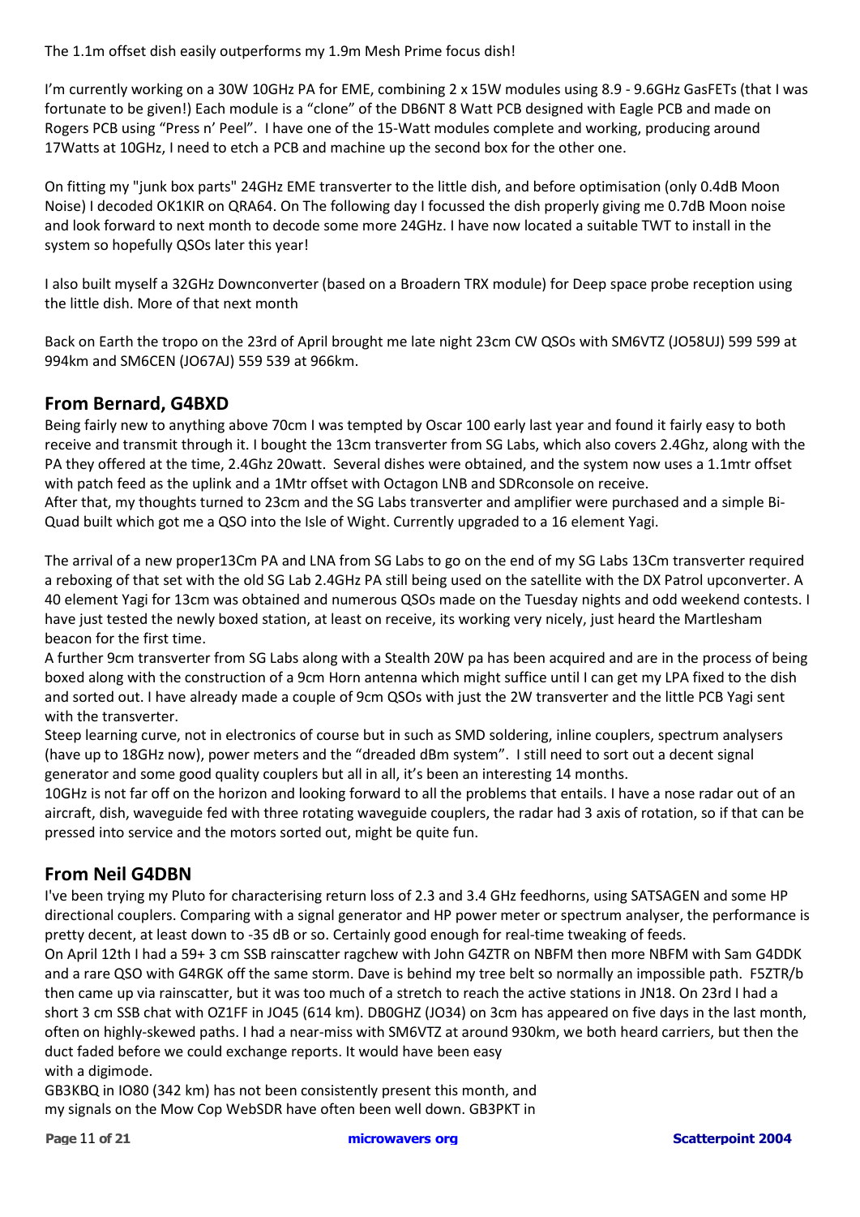The 1.1m offset dish easily outperforms my 1.9m Mesh Prime focus dish!

I'm currently working on a 30W 10GHz PA for EME, combining 2 x 15W modules using 8.9 - 9.6GHz GasFETs (that I was fortunate to be given!) Each module is a "clone" of the DB6NT 8 Watt PCB designed with Eagle PCB and made on Rogers PCB using "Press n' Peel". I have one of the 15-Watt modules complete and working, producing around 17Watts at 10GHz, I need to etch a PCB and machine up the second box for the other one.

On fitting my "junk box parts" 24GHz EME transverter to the little dish, and before optimisation (only 0.4dB Moon Noise) I decoded OK1KIR on QRA64. On The following day I focussed the dish properly giving me 0.7dB Moon noise and look forward to next month to decode some more 24GHz. I have now located a suitable TWT to install in the system so hopefully QSOs later this year!

I also built myself a 32GHz Downconverter (based on a Broadern TRX module) for Deep space probe reception using the little dish. More of that next month

Back on Earth the tropo on the 23rd of April brought me late night 23cm CW QSOs with SM6VTZ (JO58UJ) 599 599 at 994km and SM6CEN (JO67AJ) 559 539 at 966km.

## From Bernard, G4BXD

Being fairly new to anything above 70cm I was tempted by Oscar 100 early last year and found it fairly easy to both receive and transmit through it. I bought the 13cm transverter from SG Labs, which also covers 2.4Ghz, along with the PA they offered at the time, 2.4Ghz 20watt. Several dishes were obtained, and the system now uses a 1.1mtr offset with patch feed as the uplink and a 1Mtr offset with Octagon LNB and SDRconsole on receive.
After that, my thoughts turned to 23cm and the SG Labs transverter and amplifier were purchased and a simple Bi-Quad built which got me a QSO into the Isle of Wight. Currently upgraded to a 16 element Yagi.

The arrival of a new proper13Cm PA and LNA from SG Labs to go on the end of my SG Labs 13Cm transverter required a reboxing of that set with the old SG Lab 2.4GHz PA still being used on the satellite with the DX Patrol upconverter. A 40 element Yagi for 13cm was obtained and numerous QSOs made on the Tuesday nights and odd weekend contests. I have just tested the newly boxed station, at least on receive, its working very nicely, just heard the Martlesham beacon for the first time.
A further 9cm transverter from SG Labs along with a Stealth 20W pa has been acquired and are in the process of being boxed along with the construction of a 9cm Horn antenna which might suffice until I can get my LPA fixed to the dish and sorted out. I have already made a couple of 9cm QSOs with just the 2W transverter and the little PCB Yagi sent with the transverter.
Steep learning curve, not in electronics of course but in such as SMD soldering, inline couplers, spectrum analysers (have up to 18GHz now), power meters and the "dreaded dBm system". I still need to sort out a decent signal generator and some good quality couplers but all in all, it's been an interesting 14 months.
10GHz is not far off on the horizon and looking forward to all the problems that entails. I have a nose radar out of an aircraft, dish, waveguide fed with three rotating waveguide couplers, the radar had 3 axis of rotation, so if that can be pressed into service and the motors sorted out, might be quite fun.

## From Neil G4DBN

I've been trying my Pluto for characterising return loss of 2.3 and 3.4 GHz feedhorns, using SATSAGEN and some HP directional couplers. Comparing with a signal generator and HP power meter or spectrum analyser, the performance is pretty decent, at least down to -35 dB or so. Certainly good enough for real-time tweaking of feeds.
On April 12th I had a 59+ 3 cm SSB rainscatter ragchew with John G4ZTR on NBFM then more NBFM with Sam G4DDK and a rare QSO with G4RGK off the same storm. Dave is behind my tree belt so normally an impossible path. F5ZTR/b then came up via rainscatter, but it was too much of a stretch to reach the active stations in JN18. On 23rd I had a short 3 cm SSB chat with OZ1FF in JO45 (614 km). DB0GHZ (JO34) on 3cm has appeared on five days in the last month, often on highly-skewed paths. I had a near-miss with SM6VTZ at around 930km, we both heard carriers, but then the duct faded before we could exchange reports. It would have been easy with a digimode.
GB3KBQ in IO80 (342 km) has not been consistently present this month, and my signals on the Mow Cop WebSDR have often been well down. GB3PKT in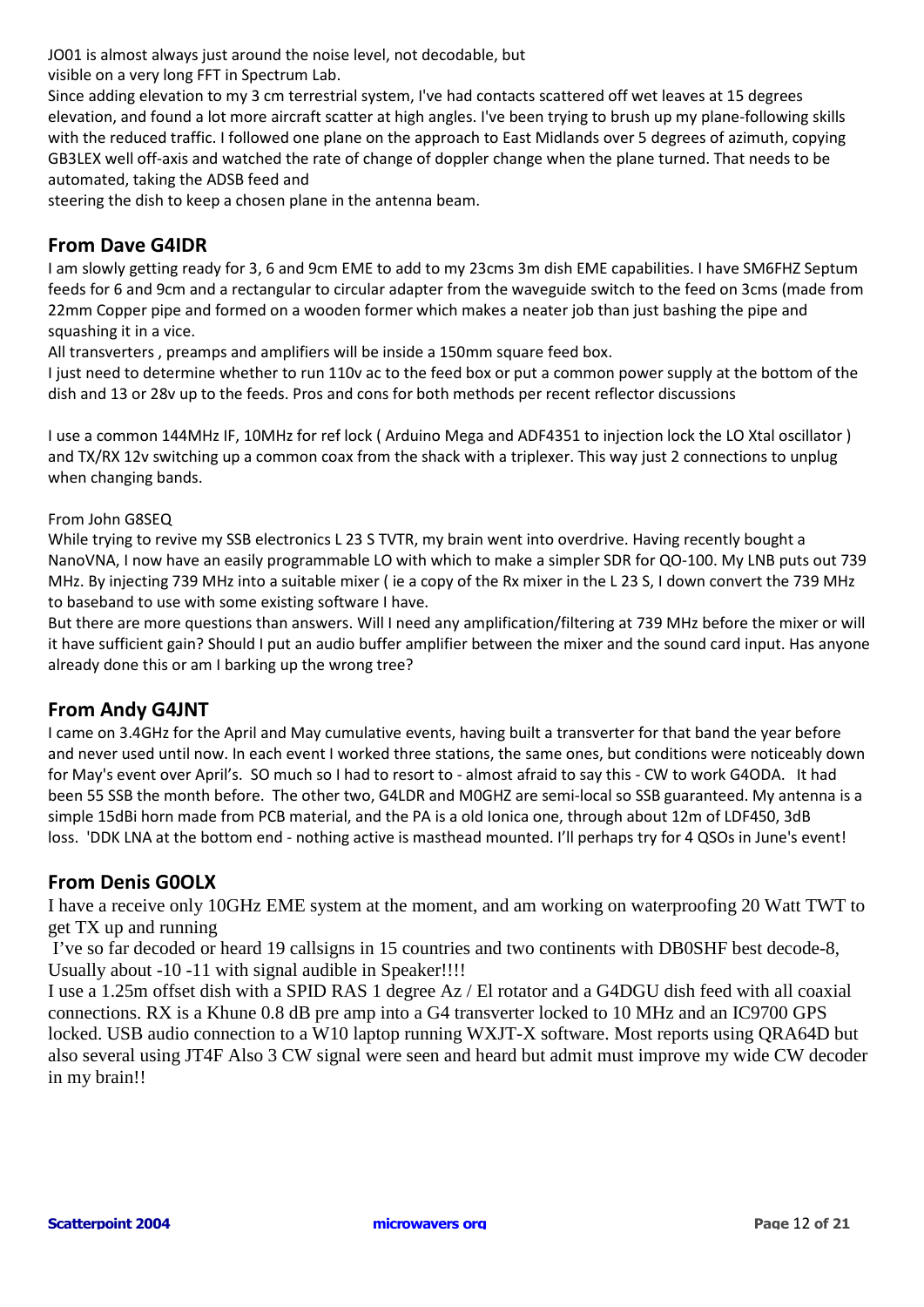JO01 is almost always just around the noise level, not decodable, but visible on a very long FFT in Spectrum Lab.

Since adding elevation to my 3 cm terrestrial system, I've had contacts scattered off wet leaves at 15 degrees elevation, and found a lot more aircraft scatter at high angles. I've been trying to brush up my plane-following skills with the reduced traffic. I followed one plane on the approach to East Midlands over 5 degrees of azimuth, copying GB3LEX well off-axis and watched the rate of change of doppler change when the plane turned. That needs to be automated, taking the ADSB feed and steering the dish to keep a chosen plane in the antenna beam.

## From Dave G4IDR

I am slowly getting ready for 3, 6 and 9cm EME to add to my 23cms 3m dish EME capabilities. I have SM6FHZ Septum feeds for 6 and 9cm and a rectangular to circular adapter from the waveguide switch to the feed on 3cms (made from 22mm Copper pipe and formed on a wooden former which makes a neater job than just bashing the pipe and squashing it in a vice.

All transverters , preamps and amplifiers will be inside a 150mm square feed box.

I just need to determine whether to run 110v ac to the feed box or put a common power supply at the bottom of the dish and 13 or 28v up to the feeds. Pros and cons for both methods per recent reflector discussions

I use a common 144MHz IF, 10MHz for ref lock ( Arduino Mega and ADF4351 to injection lock the LO Xtal oscillator ) and TX/RX 12v switching up a common coax from the shack with a triplexer. This way just 2 connections to unplug when changing bands.

From John G8SEQ

While trying to revive my SSB electronics L 23 S TVTR, my brain went into overdrive. Having recently bought a NanoVNA, I now have an easily programmable LO with which to make a simpler SDR for QO-100. My LNB puts out 739 MHz. By injecting 739 MHz into a suitable mixer ( ie a copy of the Rx mixer in the L 23 S, I down convert the 739 MHz to baseband to use with some existing software I have.

But there are more questions than answers. Will I need any amplification/filtering at 739 MHz before the mixer or will it have sufficient gain? Should I put an audio buffer amplifier between the mixer and the sound card input. Has anyone already done this or am I barking up the wrong tree?

## From Andy G4JNT

I came on 3.4GHz for the April and May cumulative events, having built a transverter for that band the year before and never used until now. In each event I worked three stations, the same ones, but conditions were noticeably down for May's event over April's. SO much so I had to resort to - almost afraid to say this - CW to work G4ODA. It had been 55 SSB the month before. The other two, G4LDR and M0GHZ are semi-local so SSB guaranteed. My antenna is a simple 15dBi horn made from PCB material, and the PA is a old Ionica one, through about 12m of LDF450, 3dB loss. 'DDK LNA at the bottom end - nothing active is masthead mounted. I'll perhaps try for 4 QSOs in June's event!

## From Denis G0OLX

I have a receive only 10GHz EME system at the moment, and am working on waterproofing 20 Watt TWT to get TX up and running

I've so far decoded or heard 19 callsigns in 15 countries and two continents with DB0SHF best decode-8, Usually about -10 -11 with signal audible in Speaker!!!!

I use a 1.25m offset dish with a SPID RAS 1 degree Az / El rotator and a G4DGU dish feed with all coaxial connections. RX is a Khune 0.8 dB pre amp into a G4 transverter locked to 10 MHz and an IC9700 GPS locked. USB audio connection to a W10 laptop running WXJT-X software. Most reports using QRA64D but also several using JT4F Also 3 CW signal were seen and heard but admit must improve my wide CW decoder in my brain!!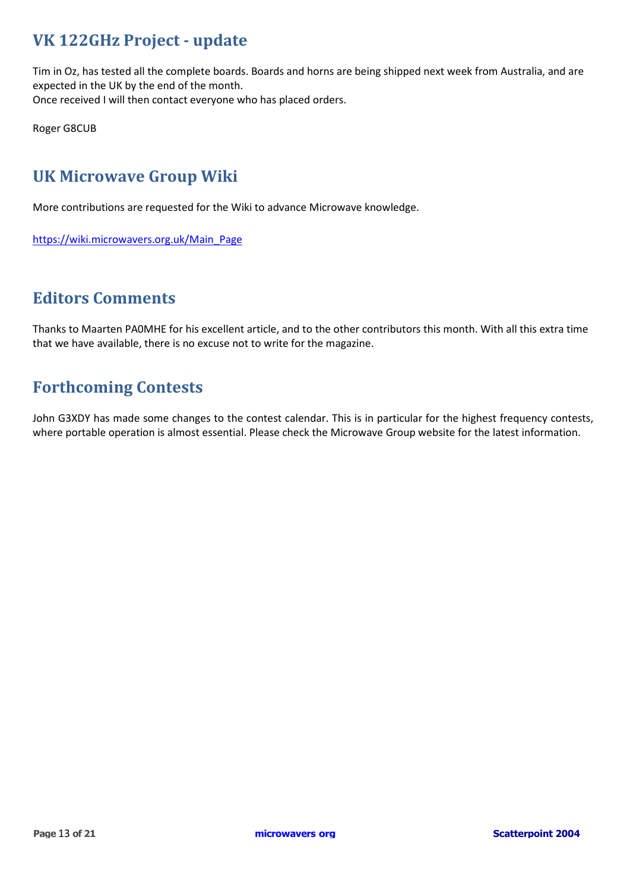## VK 122GHz Project - update

Tim in Oz, has tested all the complete boards. Boards and horns are being shipped next week from Australia, and are expected in the UK by the end of the month.
Once received I will then contact everyone who has placed orders.

Roger G8CUB

## UK Microwave Group Wiki

More contributions are requested for the Wiki to advance Microwave knowledge.

https://wiki.microwavers.org.uk/Main_Page

## Editors Comments

Thanks to Maarten PA0MHE for his excellent article, and to the other contributors this month. With all this extra time that we have available, there is no excuse not to write for the magazine.

## Forthcoming Contests

John G3XDY has made some changes to the contest calendar. This is in particular for the highest frequency contests, where portable operation is almost essential. Please check the Microwave Group website for the latest information.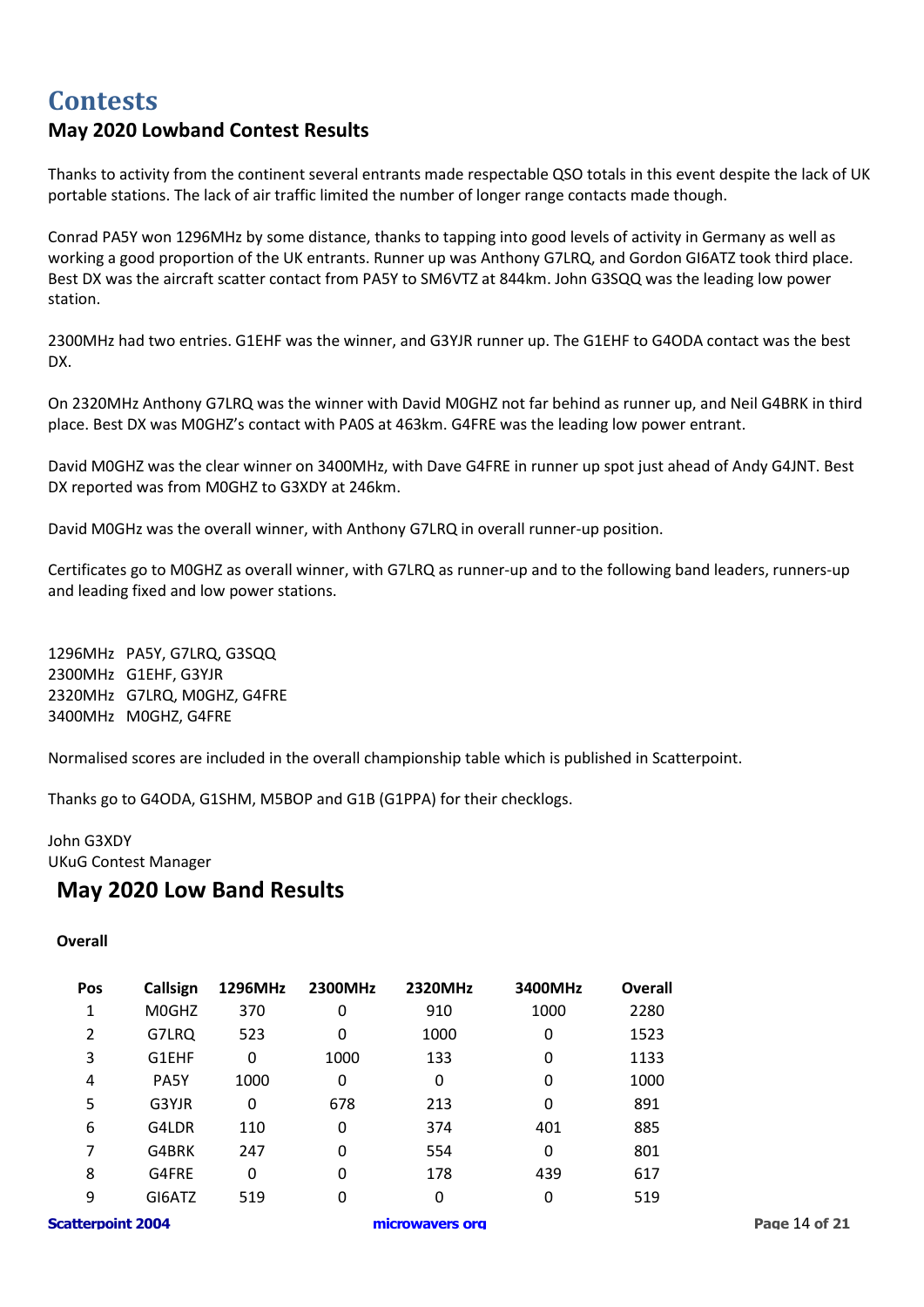# Contests

## May 2020 Lowband Contest Results

Thanks to activity from the continent several entrants made respectable QSO totals in this event despite the lack of UK portable stations. The lack of air traffic limited the number of longer range contacts made though.

Conrad PA5Y won 1296MHz by some distance, thanks to tapping into good levels of activity in Germany as well as working a good proportion of the UK entrants. Runner up was Anthony G7LRQ, and Gordon GI6ATZ took third place. Best DX was the aircraft scatter contact from PA5Y to SM6VTZ at 844km. John G3SQQ was the leading low power station.

2300MHz had two entries. G1EHF was the winner, and G3YJR runner up. The G1EHF to G4ODA contact was the best DX.

On 2320MHz Anthony G7LRQ was the winner with David M0GHZ not far behind as runner up, and Neil G4BRK in third place. Best DX was M0GHZ's contact with PA0S at 463km. G4FRE was the leading low power entrant.

David M0GHZ was the clear winner on 3400MHz, with Dave G4FRE in runner up spot just ahead of Andy G4JNT. Best DX reported was from M0GHZ to G3XDY at 246km.

David M0GHz was the overall winner, with Anthony G7LRQ in overall runner-up position.

Certificates go to M0GHZ as overall winner, with G7LRQ as runner-up and to the following band leaders, runners-up and leading fixed and low power stations.

1296MHz PA5Y, G7LRQ, G3SQQ
2300MHz G1EHF, G3YJR
2320MHz G7LRQ, M0GHZ, G4FRE
3400MHz M0GHZ, G4FRE

Normalised scores are included in the overall championship table which is published in Scatterpoint.

Thanks go to G4ODA, G1SHM, M5BOP and G1B (G1PPA) for their checklogs.

John G3XDY
UKuG Contest Manager

## May 2020 Low Band Results

**Overall**

| Pos | Callsign | 1296MHz | 2300MHz | 2320MHz | 3400MHz | Overall |
|---|---|---|---|---|---|---|
| 1 | M0GHZ | 370 | 0 | 910 | 1000 | 2280 |
| 2 | G7LRQ | 523 | 0 | 1000 | 0 | 1523 |
| 3 | G1EHF | 0 | 1000 | 133 | 0 | 1133 |
| 4 | PA5Y | 1000 | 0 | 0 | 0 | 1000 |
| 5 | G3YJR | 0 | 678 | 213 | 0 | 891 |
| 6 | G4LDR | 110 | 0 | 374 | 401 | 885 |
| 7 | G4BRK | 247 | 0 | 554 | 0 | 801 |
| 8 | G4FRE | 0 | 0 | 178 | 439 | 617 |
| 9 | GI6ATZ | 519 | 0 | 0 | 0 | 519 |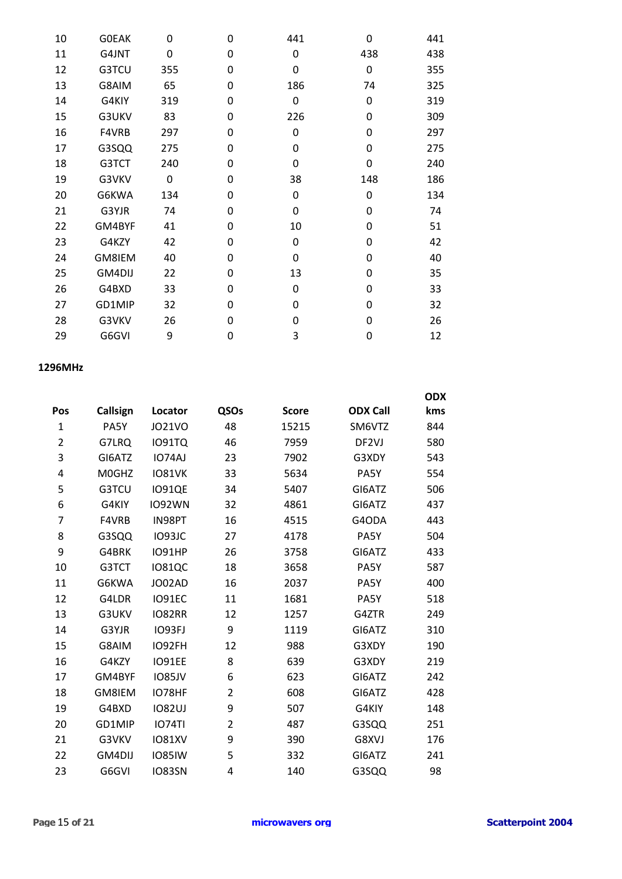| | | | | | | |
|---|---|---|---|---|---|---|
| 10 | G0EAK | 0 | 0 | 441 | 0 | 441 |
| 11 | G4JNT | 0 | 0 | 0 | 438 | 438 |
| 12 | G3TCU | 355 | 0 | 0 | 0 | 355 |
| 13 | G8AIM | 65 | 0 | 186 | 74 | 325 |
| 14 | G4KIY | 319 | 0 | 0 | 0 | 319 |
| 15 | G3UKV | 83 | 0 | 226 | 0 | 309 |
| 16 | F4VRB | 297 | 0 | 0 | 0 | 297 |
| 17 | G3SQQ | 275 | 0 | 0 | 0 | 275 |
| 18 | G3TCT | 240 | 0 | 0 | 0 | 240 |
| 19 | G3VKV | 0 | 0 | 38 | 148 | 186 |
| 20 | G6KWA | 134 | 0 | 0 | 0 | 134 |
| 21 | G3YJR | 74 | 0 | 0 | 0 | 74 |
| 22 | GM4BYF | 41 | 0 | 10 | 0 | 51 |
| 23 | G4KZY | 42 | 0 | 0 | 0 | 42 |
| 24 | GM8IEM | 40 | 0 | 0 | 0 | 40 |
| 25 | GM4DIJ | 22 | 0 | 13 | 0 | 35 |
| 26 | G4BXD | 33 | 0 | 0 | 0 | 33 |
| 27 | GD1MIP | 32 | 0 | 0 | 0 | 32 |
| 28 | G3VKV | 26 | 0 | 0 | 0 | 26 |
| 29 | G6GVI | 9 | 0 | 3 | 0 | 12 |

**1296MHz**

| Pos | Callsign | Locator | QSOs | Score | ODX Call | ODX kms |
|---|---|---|---|---|---|---|
| 1 | PA5Y | JO21VO | 48 | 15215 | SM6VTZ | 844 |
| 2 | G7LRQ | IO91TQ | 46 | 7959 | DF2VJ | 580 |
| 3 | GI6ATZ | IO74AJ | 23 | 7902 | G3XDY | 543 |
| 4 | M0GHZ | IO81VK | 33 | 5634 | PA5Y | 554 |
| 5 | G3TCU | IO91QE | 34 | 5407 | GI6ATZ | 506 |
| 6 | G4KIY | IO92WN | 32 | 4861 | GI6ATZ | 437 |
| 7 | F4VRB | IN98PT | 16 | 4515 | G4ODA | 443 |
| 8 | G3SQQ | IO93JC | 27 | 4178 | PA5Y | 504 |
| 9 | G4BRK | IO91HP | 26 | 3758 | GI6ATZ | 433 |
| 10 | G3TCT | IO81QC | 18 | 3658 | PA5Y | 587 |
| 11 | G6KWA | JO02AD | 16 | 2037 | PA5Y | 400 |
| 12 | G4LDR | IO91EC | 11 | 1681 | PA5Y | 518 |
| 13 | G3UKV | IO82RR | 12 | 1257 | G4ZTR | 249 |
| 14 | G3YJR | IO93FJ | 9 | 1119 | GI6ATZ | 310 |
| 15 | G8AIM | IO92FH | 12 | 988 | G3XDY | 190 |
| 16 | G4KZY | IO91EE | 8 | 639 | G3XDY | 219 |
| 17 | GM4BYF | IO85JV | 6 | 623 | GI6ATZ | 242 |
| 18 | GM8IEM | IO78HF | 2 | 608 | GI6ATZ | 428 |
| 19 | G4BXD | IO82UJ | 9 | 507 | G4KIY | 148 |
| 20 | GD1MIP | IO74TI | 2 | 487 | G3SQQ | 251 |
| 21 | G3VKV | IO81XV | 9 | 390 | G8XVJ | 176 |
| 22 | GM4DIJ | IO85IW | 5 | 332 | GI6ATZ | 241 |
| 23 | G6GVI | IO83SN | 4 | 140 | G3SQQ | 98 |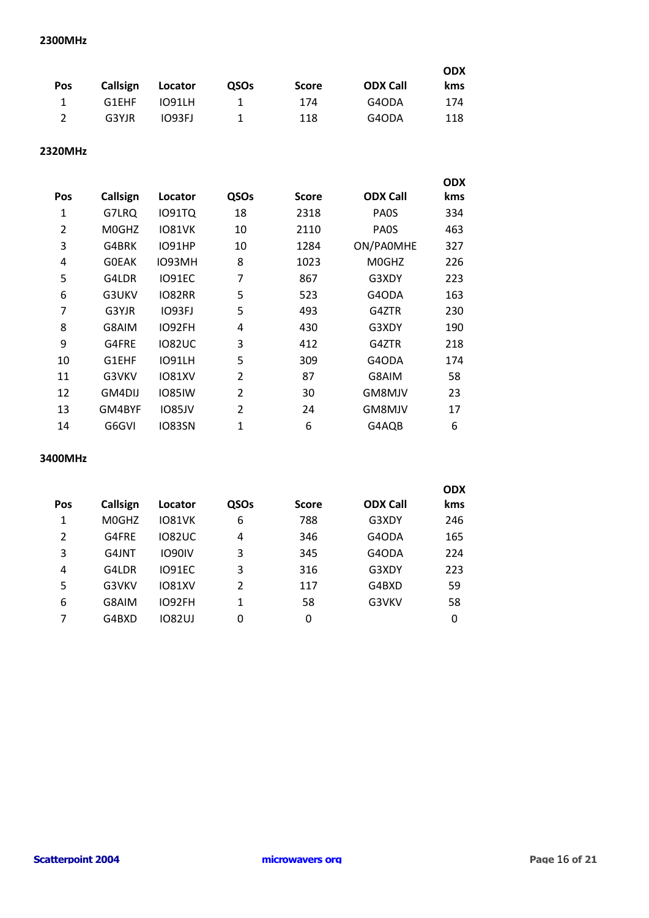**2300MHz**

| Pos | Callsign | Locator | QSOs | Score | ODX Call | ODX kms |
|---|---|---|---|---|---|---|
| 1 | G1EHF | IO91LH | 1 | 174 | G4ODA | 174 |
| 2 | G3YJR | IO93FJ | 1 | 118 | G4ODA | 118 |

**2320MHz**

| Pos | Callsign | Locator | QSOs | Score | ODX Call | ODX kms |
|---|---|---|---|---|---|---|
| 1 | G7LRQ | IO91TQ | 18 | 2318 | PA0S | 334 |
| 2 | M0GHZ | IO81VK | 10 | 2110 | PA0S | 463 |
| 3 | G4BRK | IO91HP | 10 | 1284 | ON/PA0MHE | 327 |
| 4 | G0EAK | IO93MH | 8 | 1023 | M0GHZ | 226 |
| 5 | G4LDR | IO91EC | 7 | 867 | G3XDY | 223 |
| 6 | G3UKV | IO82RR | 5 | 523 | G4ODA | 163 |
| 7 | G3YJR | IO93FJ | 5 | 493 | G4ZTR | 230 |
| 8 | G8AIM | IO92FH | 4 | 430 | G3XDY | 190 |
| 9 | G4FRE | IO82UC | 3 | 412 | G4ZTR | 218 |
| 10 | G1EHF | IO91LH | 5 | 309 | G4ODA | 174 |
| 11 | G3VKV | IO81XV | 2 | 87 | G8AIM | 58 |
| 12 | GM4DIJ | IO85IW | 2 | 30 | GM8MJV | 23 |
| 13 | GM4BYF | IO85JV | 2 | 24 | GM8MJV | 17 |
| 14 | G6GVI | IO83SN | 1 | 6 | G4AQB | 6 |

**3400MHz**

| Pos | Callsign | Locator | QSOs | Score | ODX Call | ODX kms |
|---|---|---|---|---|---|---|
| 1 | M0GHZ | IO81VK | 6 | 788 | G3XDY | 246 |
| 2 | G4FRE | IO82UC | 4 | 346 | G4ODA | 165 |
| 3 | G4JNT | IO90IV | 3 | 345 | G4ODA | 224 |
| 4 | G4LDR | IO91EC | 3 | 316 | G3XDY | 223 |
| 5 | G3VKV | IO81XV | 2 | 117 | G4BXD | 59 |
| 6 | G8AIM | IO92FH | 1 | 58 | G3VKV | 58 |
| 7 | G4BXD | IO82UJ | 0 | 0 | | 0 |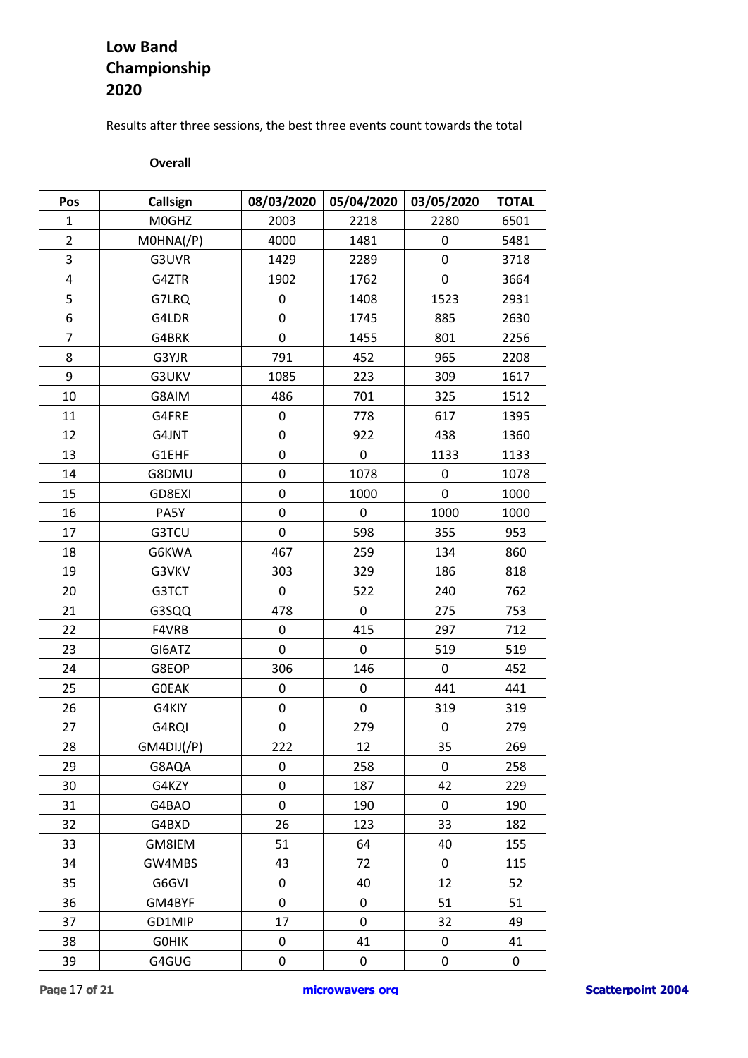# Low Band Championship 2020

Results after three sessions, the best three events count towards the total

**Overall**

| Pos | Callsign | 08/03/2020 | 05/04/2020 | 03/05/2020 | TOTAL |
|---|---|---|---|---|---|
| 1 | M0GHZ | 2003 | 2218 | 2280 | 6501 |
| 2 | M0HNA(/P) | 4000 | 1481 | 0 | 5481 |
| 3 | G3UVR | 1429 | 2289 | 0 | 3718 |
| 4 | G4ZTR | 1902 | 1762 | 0 | 3664 |
| 5 | G7LRQ | 0 | 1408 | 1523 | 2931 |
| 6 | G4LDR | 0 | 1745 | 885 | 2630 |
| 7 | G4BRK | 0 | 1455 | 801 | 2256 |
| 8 | G3YJR | 791 | 452 | 965 | 2208 |
| 9 | G3UKV | 1085 | 223 | 309 | 1617 |
| 10 | G8AIM | 486 | 701 | 325 | 1512 |
| 11 | G4FRE | 0 | 778 | 617 | 1395 |
| 12 | G4JNT | 0 | 922 | 438 | 1360 |
| 13 | G1EHF | 0 | 0 | 1133 | 1133 |
| 14 | G8DMU | 0 | 1078 | 0 | 1078 |
| 15 | GD8EXI | 0 | 1000 | 0 | 1000 |
| 16 | PA5Y | 0 | 0 | 1000 | 1000 |
| 17 | G3TCU | 0 | 598 | 355 | 953 |
| 18 | G6KWA | 467 | 259 | 134 | 860 |
| 19 | G3VKV | 303 | 329 | 186 | 818 |
| 20 | G3TCT | 0 | 522 | 240 | 762 |
| 21 | G3SQQ | 478 | 0 | 275 | 753 |
| 22 | F4VRB | 0 | 415 | 297 | 712 |
| 23 | GI6ATZ | 0 | 0 | 519 | 519 |
| 24 | G8EOP | 306 | 146 | 0 | 452 |
| 25 | G0EAK | 0 | 0 | 441 | 441 |
| 26 | G4KIY | 0 | 0 | 319 | 319 |
| 27 | G4RQI | 0 | 279 | 0 | 279 |
| 28 | GM4DIJ(/P) | 222 | 12 | 35 | 269 |
| 29 | G8AQA | 0 | 258 | 0 | 258 |
| 30 | G4KZY | 0 | 187 | 42 | 229 |
| 31 | G4BAO | 0 | 190 | 0 | 190 |
| 32 | G4BXD | 26 | 123 | 33 | 182 |
| 33 | GM8IEM | 51 | 64 | 40 | 155 |
| 34 | GW4MBS | 43 | 72 | 0 | 115 |
| 35 | G6GVI | 0 | 40 | 12 | 52 |
| 36 | GM4BYF | 0 | 0 | 51 | 51 |
| 37 | GD1MIP | 17 | 0 | 32 | 49 |
| 38 | G0HIK | 0 | 41 | 0 | 41 |
| 39 | G4GUG | 0 | 0 | 0 | 0 |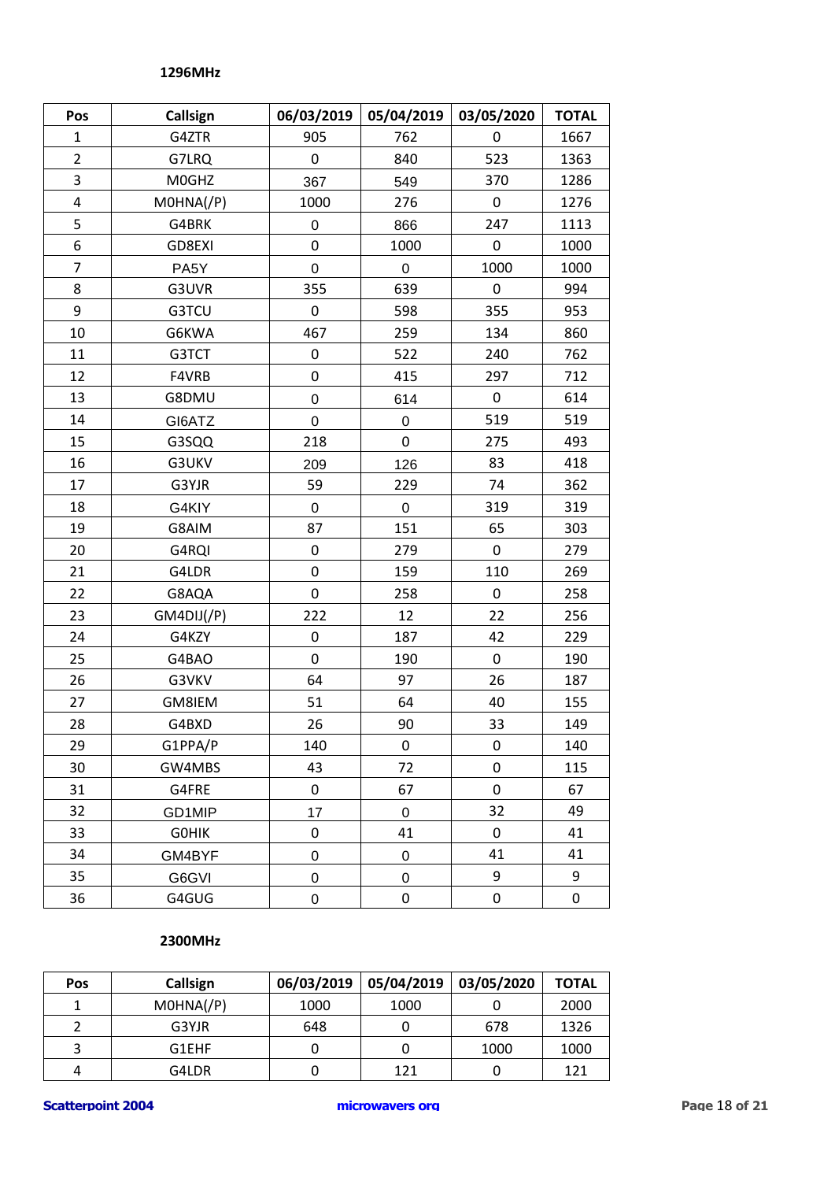### 1296MHz

| Pos | Callsign | 06/03/2019 | 05/04/2019 | 03/05/2020 | TOTAL |
|---|---|---|---|---|---|
| 1 | G4ZTR | 905 | 762 | 0 | 1667 |
| 2 | G7LRQ | 0 | 840 | 523 | 1363 |
| 3 | M0GHZ | 367 | 549 | 370 | 1286 |
| 4 | M0HNA(/P) | 1000 | 276 | 0 | 1276 |
| 5 | G4BRK | 0 | 866 | 247 | 1113 |
| 6 | GD8EXI | 0 | 1000 | 0 | 1000 |
| 7 | PA5Y | 0 | 0 | 1000 | 1000 |
| 8 | G3UVR | 355 | 639 | 0 | 994 |
| 9 | G3TCU | 0 | 598 | 355 | 953 |
| 10 | G6KWA | 467 | 259 | 134 | 860 |
| 11 | G3TCT | 0 | 522 | 240 | 762 |
| 12 | F4VRB | 0 | 415 | 297 | 712 |
| 13 | G8DMU | 0 | 614 | 0 | 614 |
| 14 | GI6ATZ | 0 | 0 | 519 | 519 |
| 15 | G3SQQ | 218 | 0 | 275 | 493 |
| 16 | G3UKV | 209 | 126 | 83 | 418 |
| 17 | G3YJR | 59 | 229 | 74 | 362 |
| 18 | G4KIY | 0 | 0 | 319 | 319 |
| 19 | G8AIM | 87 | 151 | 65 | 303 |
| 20 | G4RQI | 0 | 279 | 0 | 279 |
| 21 | G4LDR | 0 | 159 | 110 | 269 |
| 22 | G8AQA | 0 | 258 | 0 | 258 |
| 23 | GM4DIJ(/P) | 222 | 12 | 22 | 256 |
| 24 | G4KZY | 0 | 187 | 42 | 229 |
| 25 | G4BAO | 0 | 190 | 0 | 190 |
| 26 | G3VKV | 64 | 97 | 26 | 187 |
| 27 | GM8IEM | 51 | 64 | 40 | 155 |
| 28 | G4BXD | 26 | 90 | 33 | 149 |
| 29 | G1PPA/P | 140 | 0 | 0 | 140 |
| 30 | GW4MBS | 43 | 72 | 0 | 115 |
| 31 | G4FRE | 0 | 67 | 0 | 67 |
| 32 | GD1MIP | 17 | 0 | 32 | 49 |
| 33 | G0HIK | 0 | 41 | 0 | 41 |
| 34 | GM4BYF | 0 | 0 | 41 | 41 |
| 35 | G6GVI | 0 | 0 | 9 | 9 |
| 36 | G4GUG | 0 | 0 | 0 | 0 |

### 2300MHz

| Pos | Callsign | 06/03/2019 | 05/04/2019 | 03/05/2020 | TOTAL |
|---|---|---|---|---|---|
| 1 | M0HNA(/P) | 1000 | 1000 | 0 | 2000 |
| 2 | G3YJR | 648 | 0 | 678 | 1326 |
| 3 | G1EHF | 0 | 0 | 1000 | 1000 |
| 4 | G4LDR | 0 | 121 | 0 | 121 |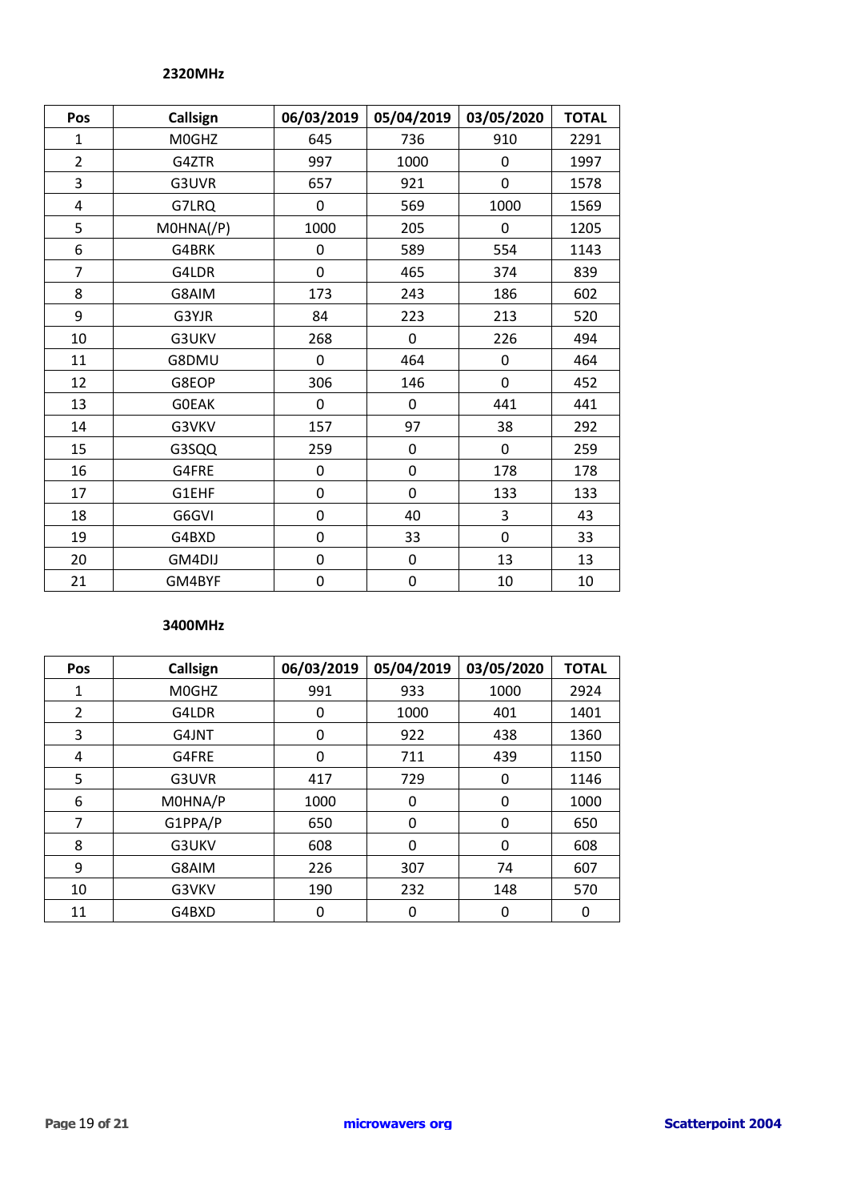**2320MHz**

| Pos | Callsign | 06/03/2019 | 05/04/2019 | 03/05/2020 | TOTAL |
|---|---|---|---|---|---|
| 1 | M0GHZ | 645 | 736 | 910 | 2291 |
| 2 | G4ZTR | 997 | 1000 | 0 | 1997 |
| 3 | G3UVR | 657 | 921 | 0 | 1578 |
| 4 | G7LRQ | 0 | 569 | 1000 | 1569 |
| 5 | M0HNA(/P) | 1000 | 205 | 0 | 1205 |
| 6 | G4BRK | 0 | 589 | 554 | 1143 |
| 7 | G4LDR | 0 | 465 | 374 | 839 |
| 8 | G8AIM | 173 | 243 | 186 | 602 |
| 9 | G3YJR | 84 | 223 | 213 | 520 |
| 10 | G3UKV | 268 | 0 | 226 | 494 |
| 11 | G8DMU | 0 | 464 | 0 | 464 |
| 12 | G8EOP | 306 | 146 | 0 | 452 |
| 13 | G0EAK | 0 | 0 | 441 | 441 |
| 14 | G3VKV | 157 | 97 | 38 | 292 |
| 15 | G3SQQ | 259 | 0 | 0 | 259 |
| 16 | G4FRE | 0 | 0 | 178 | 178 |
| 17 | G1EHF | 0 | 0 | 133 | 133 |
| 18 | G6GVI | 0 | 40 | 3 | 43 |
| 19 | G4BXD | 0 | 33 | 0 | 33 |
| 20 | GM4DIJ | 0 | 0 | 13 | 13 |
| 21 | GM4BYF | 0 | 0 | 10 | 10 |

**3400MHz**

| Pos | Callsign | 06/03/2019 | 05/04/2019 | 03/05/2020 | TOTAL |
|---|---|---|---|---|---|
| 1 | M0GHZ | 991 | 933 | 1000 | 2924 |
| 2 | G4LDR | 0 | 1000 | 401 | 1401 |
| 3 | G4JNT | 0 | 922 | 438 | 1360 |
| 4 | G4FRE | 0 | 711 | 439 | 1150 |
| 5 | G3UVR | 417 | 729 | 0 | 1146 |
| 6 | M0HNA/P | 1000 | 0 | 0 | 1000 |
| 7 | G1PPA/P | 650 | 0 | 0 | 650 |
| 8 | G3UKV | 608 | 0 | 0 | 608 |
| 9 | G8AIM | 226 | 307 | 74 | 607 |
| 10 | G3VKV | 190 | 232 | 148 | 570 |
| 11 | G4BXD | 0 | 0 | 0 | 0 |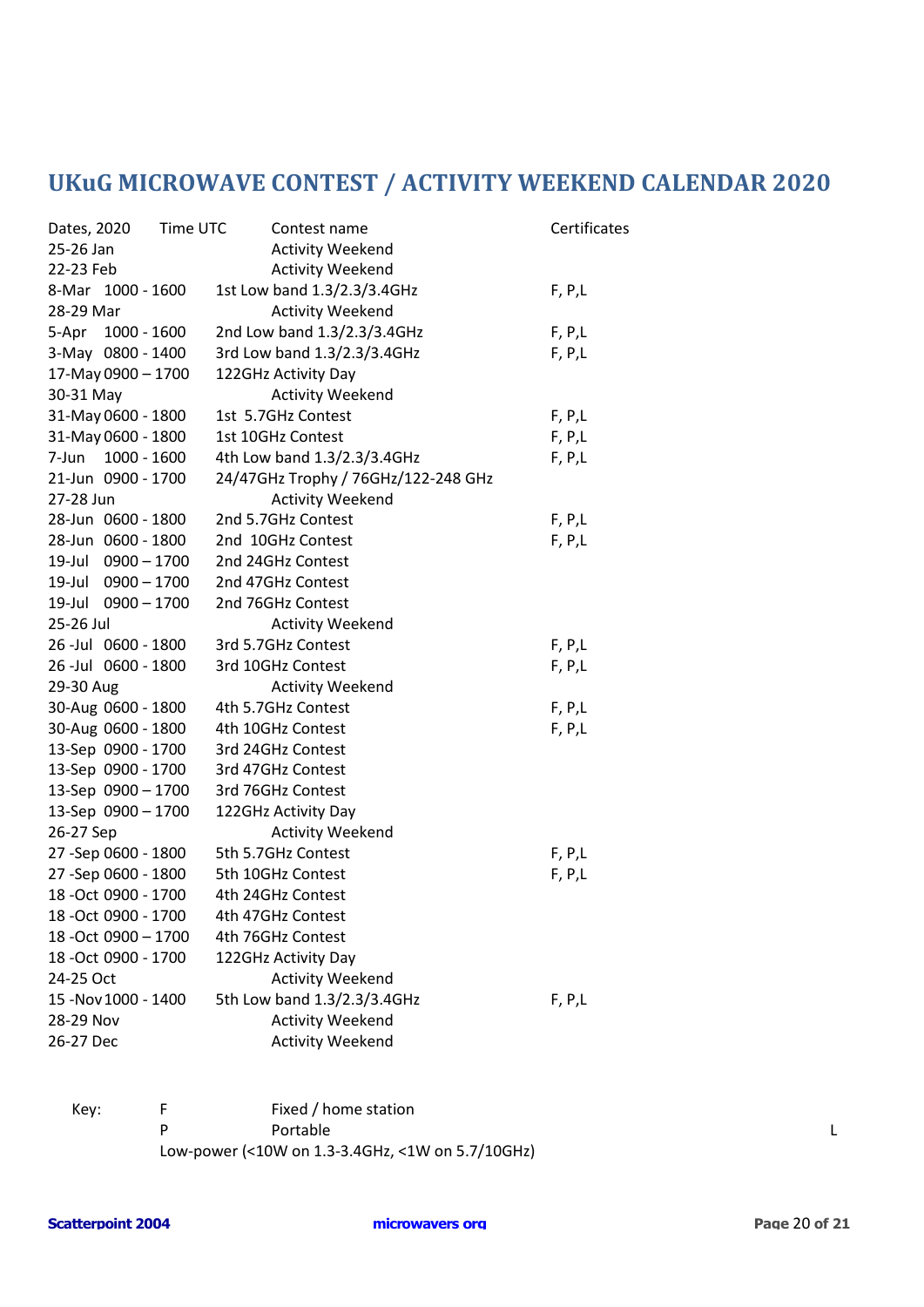# UKuG MICROWAVE CONTEST / ACTIVITY WEEKEND CALENDAR 2020

| Dates, 2020 | Time UTC | Contest name | Certificates |
|---|---|---|---|
| 25-26 Jan | | Activity Weekend | |
| 22-23 Feb | | Activity Weekend | |
| 8-Mar | 1000 - 1600 | 1st Low band 1.3/2.3/3.4GHz | F, P,L |
| 28-29 Mar | | Activity Weekend | |
| 5-Apr | 1000 - 1600 | 2nd Low band 1.3/2.3/3.4GHz | F, P,L |
| 3-May | 0800 - 1400 | 3rd Low band 1.3/2.3/3.4GHz | F, P,L |
| 17-May | 0900 – 1700 | 122GHz Activity Day | |
| 30-31 May | | Activity Weekend | |
| 31-May | 0600 - 1800 | 1st 5.7GHz Contest | F, P,L |
| 31-May | 0600 - 1800 | 1st 10GHz Contest | F, P,L |
| 7-Jun | 1000 - 1600 | 4th Low band 1.3/2.3/3.4GHz | F, P,L |
| 21-Jun | 0900 - 1700 | 24/47GHz Trophy / 76GHz/122-248 GHz | |
| 27-28 Jun | | Activity Weekend | |
| 28-Jun | 0600 - 1800 | 2nd 5.7GHz Contest | F, P,L |
| 28-Jun | 0600 - 1800 | 2nd 10GHz Contest | F, P,L |
| 19-Jul | 0900 – 1700 | 2nd 24GHz Contest | |
| 19-Jul | 0900 – 1700 | 2nd 47GHz Contest | |
| 19-Jul | 0900 – 1700 | 2nd 76GHz Contest | |
| 25-26 Jul | | Activity Weekend | |
| 26 -Jul | 0600 - 1800 | 3rd 5.7GHz Contest | F, P,L |
| 26 -Jul | 0600 - 1800 | 3rd 10GHz Contest | F, P,L |
| 29-30 Aug | | Activity Weekend | |
| 30-Aug | 0600 - 1800 | 4th 5.7GHz Contest | F, P,L |
| 30-Aug | 0600 - 1800 | 4th 10GHz Contest | F, P,L |
| 13-Sep | 0900 - 1700 | 3rd 24GHz Contest | |
| 13-Sep | 0900 - 1700 | 3rd 47GHz Contest | |
| 13-Sep | 0900 – 1700 | 3rd 76GHz Contest | |
| 13-Sep | 0900 – 1700 | 122GHz Activity Day | |
| 26-27 Sep | | Activity Weekend | |
| 27 -Sep | 0600 - 1800 | 5th 5.7GHz Contest | F, P,L |
| 27 -Sep | 0600 - 1800 | 5th 10GHz Contest | F, P,L |
| 18 -Oct | 0900 - 1700 | 4th 24GHz Contest | |
| 18 -Oct | 0900 - 1700 | 4th 47GHz Contest | |
| 18 -Oct | 0900 – 1700 | 4th 76GHz Contest | |
| 18 -Oct | 0900 - 1700 | 122GHz Activity Day | |
| 24-25 Oct | | Activity Weekend | |
| 15 -Nov | 1000 - 1400 | 5th Low band 1.3/2.3/3.4GHz | F, P,L |
| 28-29 Nov | | Activity Weekend | |
| 26-27 Dec | | Activity Weekend | |

Key:
- F — Fixed / home station
- P — Portable
- L — Low-power (<10W on 1.3-3.4GHz, <1W on 5.7/10GHz)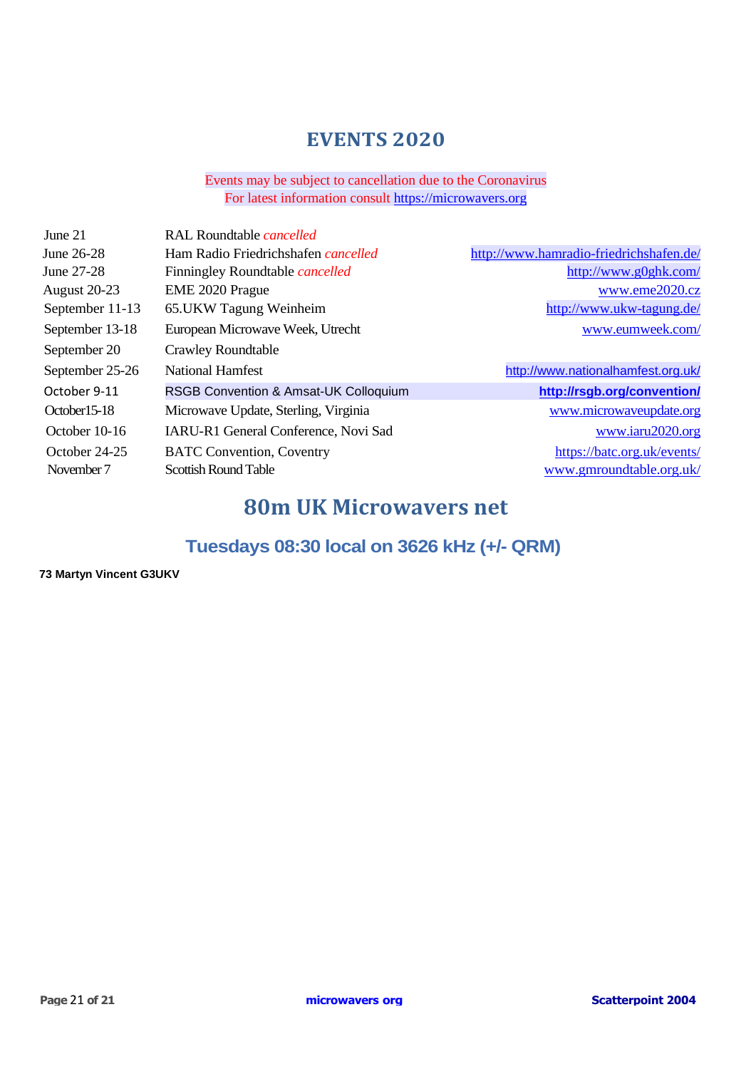# EVENTS 2020

Events may be subject to cancellation due to the Coronavirus
For latest information consult https://microwavers.org

| | | |
|---|---|---|
| June 21 | RAL Roundtable *cancelled* | |
| June 26-28 | Ham Radio Friedrichshafen *cancelled* | http://www.hamradio-friedrichshafen.de/ |
| June 27-28 | Finningley Roundtable *cancelled* | http://www.g0ghk.com/ |
| August 20-23 | EME 2020 Prague | www.eme2020.cz |
| September 11-13 | 65.UKW Tagung Weinheim | http://www.ukw-tagung.de/ |
| September 13-18 | European Microwave Week, Utrecht | www.eumweek.com/ |
| September 20 | Crawley Roundtable | |
| September 25-26 | National Hamfest | http://www.nationalhamfest.org.uk/ |
| October 9-11 | RSGB Convention & Amsat-UK Colloquium | **http://rsgb.org/convention/** |
| October15-18 | Microwave Update, Sterling, Virginia | www.microwaveupdate.org |
| October 10-16 | IARU-R1 General Conference, Novi Sad | www.iaru2020.org |
| October 24-25 | BATC Convention, Coventry | https://batc.org.uk/events/ |
| November 7 | Scottish Round Table | www.gmroundtable.org.uk/ |

# 80m UK Microwavers net

## Tuesdays 08:30 local on 3626 kHz (+/- QRM)

**73 Martyn Vincent G3UKV**